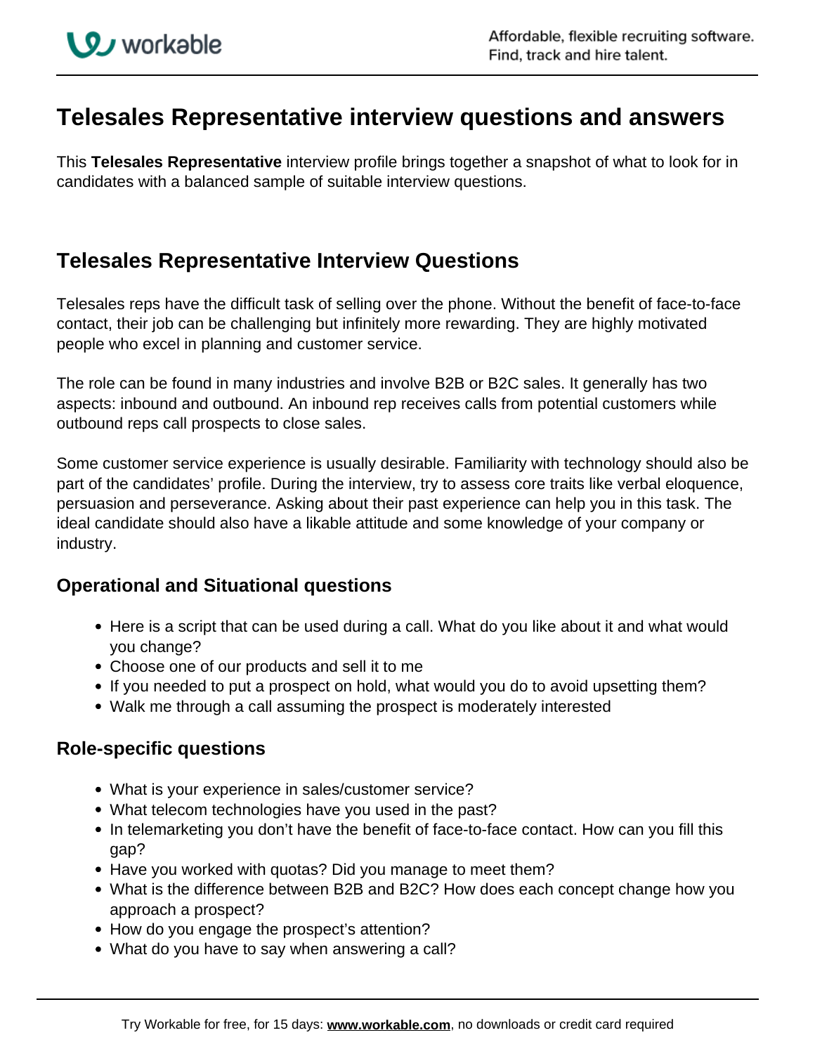# Telesales Representative interview questions and answers

This **Telesales Representative** interview profile brings together a snapshot of what to look for in candidates with a balanced sample of suitable interview questions.

## Telesales Representative Interview Questions

Telesales reps have the difficult task of selling over the phone. Without the benefit of face-to-face contact, their job can be challenging but infinitely more rewarding. They are highly motivated people who excel in planning and customer service.

The role can be found in many industries and involve B2B or B2C sales. It generally has two aspects: inbound and outbound. An inbound rep receives calls from potential customers while outbound reps call prospects to close sales.

Some customer service experience is usually desirable. Familiarity with technology should also be part of the candidates' profile. During the interview, try to assess core traits like verbal eloquence, persuasion and perseverance. Asking about their past experience can help you in this task. The ideal candidate should also have a likable attitude and some knowledge of your company or industry.

### Operational and Situational questions

- Here is a script that can be used during a call. What do you like about it and what would you change?
- Choose one of our products and sell it to me
- If you needed to put a prospect on hold, what would you do to avoid upsetting them?
- Walk me through a call assuming the prospect is moderately interested

### Role-specific questions

- What is your experience in sales/customer service?
- What telecom technologies have you used in the past?
- In telemarketing you don't have the benefit of face-to-face contact. How can you fill this gap?
- Have you worked with quotas? Did you manage to meet them?
- What is the difference between B2B and B2C? How does each concept change how you approach a prospect?
- How do you engage the prospect's attention?
- What do you have to say when answering a call?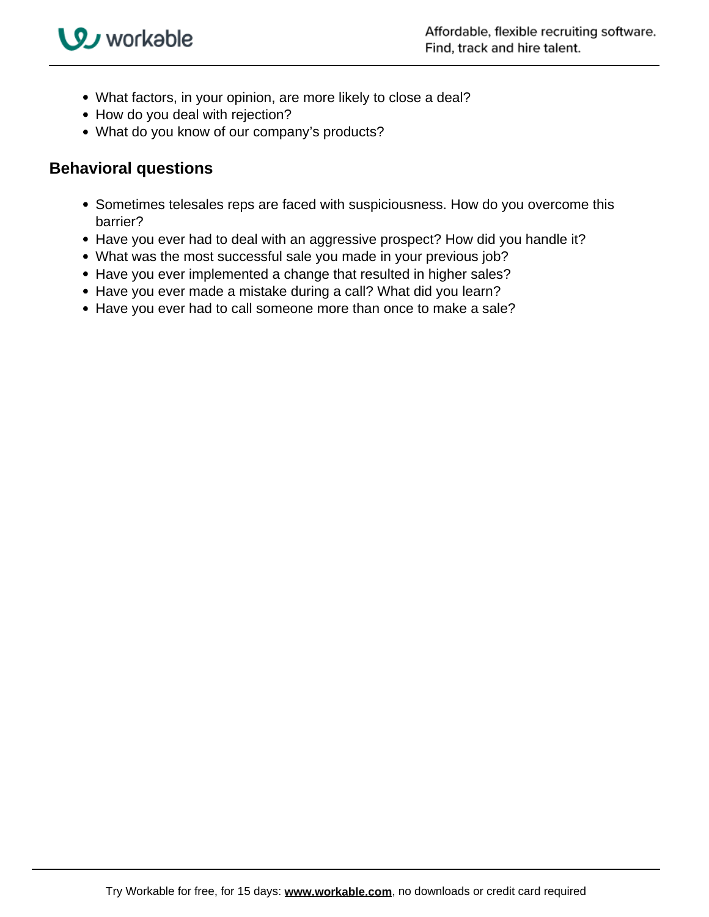- What factors, in your opinion, are more likely to close a deal?
- How do you deal with rejection?
- What do you know of our company's products?

## Behavioral questions

- Sometimes telesales reps are faced with suspiciousness. How do you overcome this barrier?
- Have you ever had to deal with an aggressive prospect? How did you handle it?
- What was the most successful sale you made in your previous job?
- Have you ever implemented a change that resulted in higher sales?
- Have you ever made a mistake during a call? What did you learn?
- Have you ever had to call someone more than once to make a sale?